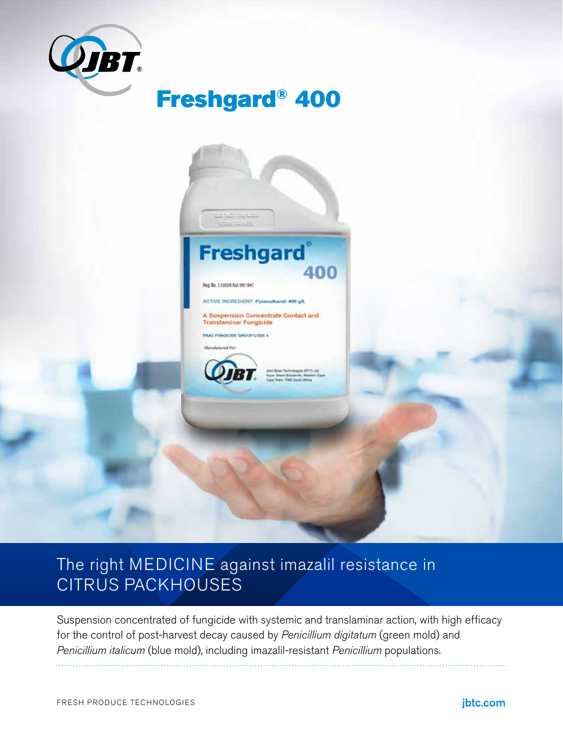# Freshgard® 400

## The right MEDICINE against imazalil resistance in CITRUS PACKHOUSES

Suspension concentrated of fungicide with systemic and translaminar action, with high efficacy for the control of post-harvest decay caused by *Penicillium digitatum* (green mold) and *Penicillium italicum* (blue mold), including imazalil-resistant *Penicillium* populations.

FRESH PRODUCE TECHNOLOGIES

jbtc.com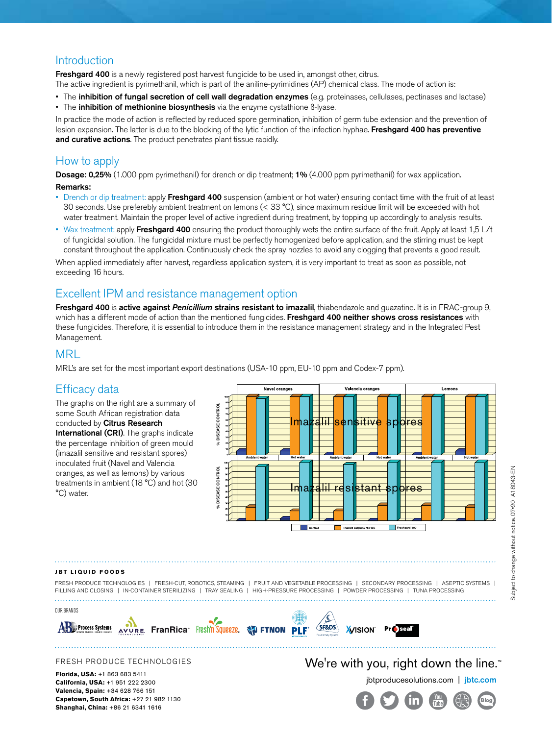## Introduction

**Freshgard 400** is a newly registered post harvest fungicide to be used in, amongst other, citrus.
The active ingredient is pyrimethanil, which is part of the aniline-pyrimidines (AP) chemical class. The mode of action is:

- The **inhibition of fungal secretion of cell wall degradation enzymes** (e.g. proteinases, cellulases, pectinases and lactase)
- The **inhibition of methionine biosynthesis** via the enzyme cystathione ß-lyase.

In practice the mode of action is reflected by reduced spore germination, inhibition of germ tube extension and the prevention of lesion expansion. The latter is due to the blocking of the lytic function of the infection hyphae. **Freshgard 400 has preventive and curative actions**. The product penetrates plant tissue rapidly.

## How to apply

**Dosage: 0,25%** (1.000 ppm pyrimethanil) for drench or dip treatment; **1%** (4.000 ppm pyrimethanil) for wax application.

**Remarks:**

- Drench or dip treatment: apply **Freshgard 400** suspension (ambient or hot water) ensuring contact time with the fruit of at least 30 seconds. Use preferebly ambient treatment on lemons (< 33 °C), since maximum residue limit will be exceeded with hot water treatment. Maintain the proper level of active ingredient during treatment, by topping up accordingly to analysis results.
- Wax treatment: apply **Freshgard 400** ensuring the product thoroughly wets the entire surface of the fruit. Apply at least 1,5 L/t of fungicidal solution. The fungicidal mixture must be perfectly homogenized before application, and the stirring must be kept constant throughout the application. Continuously check the spray nozzles to avoid any clogging that prevents a good result.

When applied immediately after harvest, regardless application system, it is very important to treat as soon as possible, not exceeding 16 hours.

## Excellent IPM and resistance management option

**Freshgard 400** is **active against *Penicillium* strains resistant to imazalil**, thiabendazole and guazatine. It is in FRAC-group 9, which has a different mode of action than the mentioned fungicides. **Freshgard 400 neither shows cross resistances** with these fungicides. Therefore, it is essential to introduce them in the resistance management strategy and in the Integrated Pest Management.

## MRL

MRL's are set for the most important export destinations (USA-10 ppm, EU-10 ppm and Codex-7 ppm).

## Efficacy data

The graphs on the right are a summary of some South African registration data conducted by **Citrus Research International (CRI)**. The graphs indicate the percentage inhibition of green mould (imazalil sensitive and resistant spores) inoculated fruit (Navel and Valencia oranges, as well as lemons) by various treatments in ambient (18 °C) and hot (30 °C) water.

Navel oranges | Valencia oranges | Lemons

Imazalil sensitive spores

Imazalil resistant spores

% DISEASE CONTROL

Ambient water | Hot water | Ambient water | Hot water | Ambient water | Hot water

Control | Imazalil sulphate 750 WG | Freshgard 400

### JBT LIQUID FOODS

FRESH PRODUCE TECHNOLOGIES | FRESH-CUT, ROBOTICS, STEAMING | FRUIT AND VEGETABLE PROCESSING | SECONDARY PROCESSING | ASEPTIC SYSTEMS | FILLING AND CLOSING | IN-CONTAINER STERILIZING | TRAY SEALING | HIGH-PRESSURE PROCESSING | POWDER PROCESSING | TUNA PROCESSING

OUR BRANDS

AB Process Systems | AVURE | FranRica | Fresh'n Squeeze | FTNON | PLF | SF&DS | XVISION | Proseal

FRESH PRODUCE TECHNOLOGIES

**Florida, USA:** +1 863 683 5411
**California, USA:** +1 951 222 2300
**Valencia, Spain:** +34 628 766 151
**Capetown, South Africa:** +27 21 982 1130
**Shanghai, China:** +86 21 6341 1616

We're with you, right down the line.™

jbtproducesolutions.com | jbtc.com

Subject to change without notice. 07•20 A18043-EN